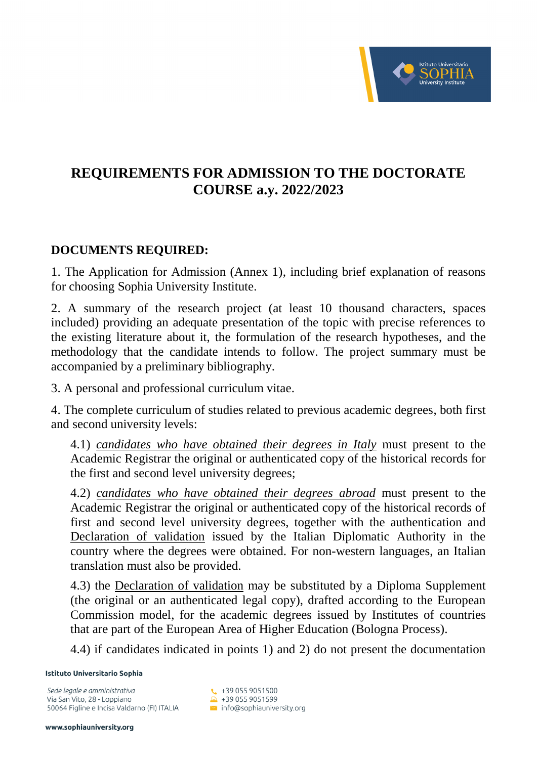# REQUIREMENTS FOR ADMISSION TO THE DOCTORATE COURSE a.y. 2022/2023

## DOCUMENTS REQUIRED:

1. The Application for Admission (Annex 1), including brief explanation of reasons for choosing Sophia University Institute.

2. A summary of the research project (at least 10 thousand characters, spaces included) providing an adequate presentation of the topic with precise references to the existing literature about it, the formulation of the research hypotheses, and the methodology that the candidate intends to follow. The project summary must be accompanied by a preliminary bibliography.

3. A personal and professional curriculum vitae.

4. The complete curriculum of studies related to previous academic degrees, both first and second university levels:

   4.1) *candidates who have obtained their degrees in Italy* must present to the Academic Registrar the original or authenticated copy of the historical records for the first and second level university degrees;

   4.2) *candidates who have obtained their degrees abroad* must present to the Academic Registrar the original or authenticated copy of the historical records of first and second level university degrees, together with the authentication and Declaration of validation issued by the Italian Diplomatic Authority in the country where the degrees were obtained. For non-western languages, an Italian translation must also be provided.

   4.3) the Declaration of validation may be substituted by a Diploma Supplement (the original or an authenticated legal copy), drafted according to the European Commission model, for the academic degrees issued by Institutes of countries that are part of the European Area of Higher Education (Bologna Process).

   4.4) if candidates indicated in points 1) and 2) do not present the documentation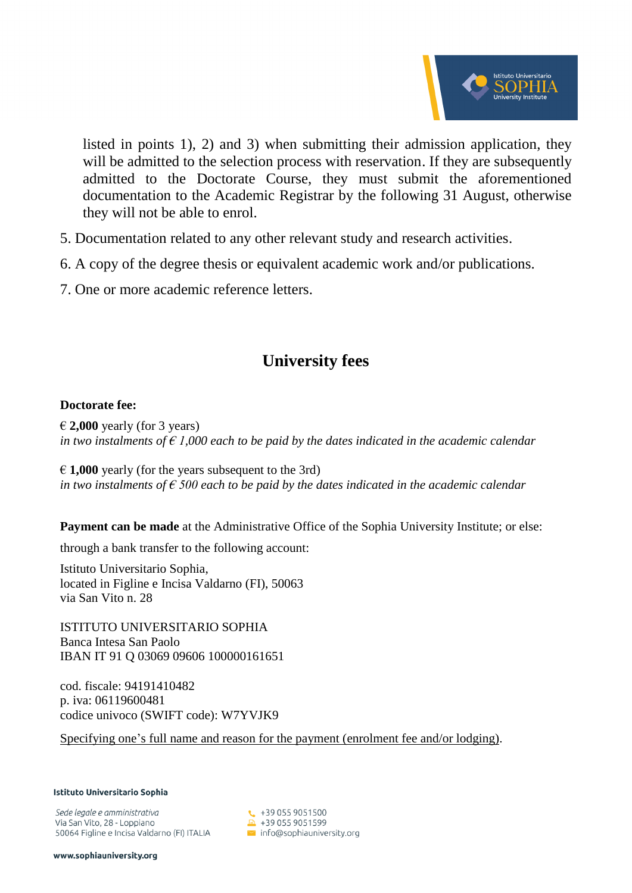listed in points 1), 2) and 3) when submitting their admission application, they will be admitted to the selection process with reservation. If they are subsequently admitted to the Doctorate Course, they must submit the aforementioned documentation to the Academic Registrar by the following 31 August, otherwise they will not be able to enrol.

5. Documentation related to any other relevant study and research activities.
6. A copy of the degree thesis or equivalent academic work and/or publications.
7. One or more academic reference letters.

## University fees

**Doctorate fee:**

€ **2,000** yearly (for 3 years)
*in two instalments of € 1,000 each to be paid by the dates indicated in the academic calendar*

€ **1,000** yearly (for the years subsequent to the 3rd)
*in two instalments of € 500 each to be paid by the dates indicated in the academic calendar*

**Payment can be made** at the Administrative Office of the Sophia University Institute; or else:

through a bank transfer to the following account:

Istituto Universitario Sophia,
located in Figline e Incisa Valdarno (FI), 50063
via San Vito n. 28

ISTITUTO UNIVERSITARIO SOPHIA
Banca Intesa San Paolo
IBAN IT 91 Q 03069 09606 100000161651

cod. fiscale: 94191410482
p. iva: 06119600481
codice univoco (SWIFT code): W7YVJK9

Specifying one's full name and reason for the payment (enrolment fee and/or lodging).